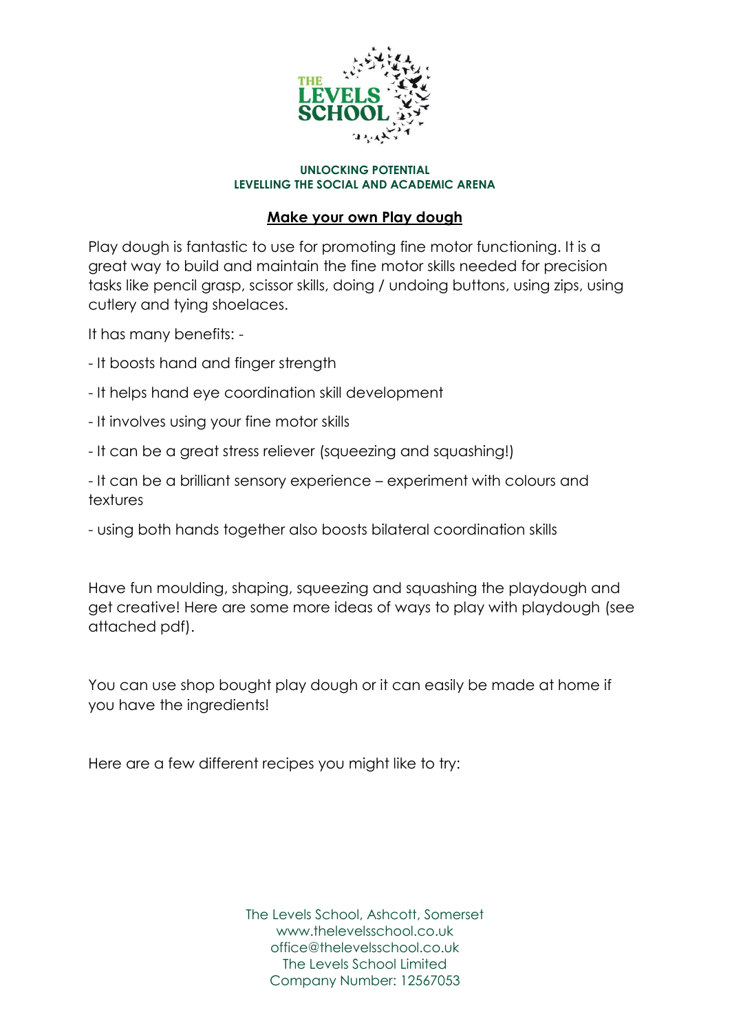**THE LEVELS SCHOOL**

**UNLOCKING POTENTIAL**
**LEVELLING THE SOCIAL AND ACADEMIC ARENA**

# Make your own Play dough

Play dough is fantastic to use for promoting fine motor functioning. It is a great way to build and maintain the fine motor skills needed for precision tasks like pencil grasp, scissor skills, doing / undoing buttons, using zips, using cutlery and tying shoelaces.

It has many benefits: -

- It boosts hand and finger strength
- It helps hand eye coordination skill development
- It involves using your fine motor skills
- It can be a great stress reliever (squeezing and squashing!)
- It can be a brilliant sensory experience – experiment with colours and textures
- using both hands together also boosts bilateral coordination skills

Have fun moulding, shaping, squeezing and squashing the playdough and get creative! Here are some more ideas of ways to play with playdough (see attached pdf).

You can use shop bought play dough or it can easily be made at home if you have the ingredients!

Here are a few different recipes you might like to try:

The Levels School, Ashcott, Somerset
www.thelevelsschool.co.uk
office@thelevelsschool.co.uk
The Levels School Limited
Company Number: 12567053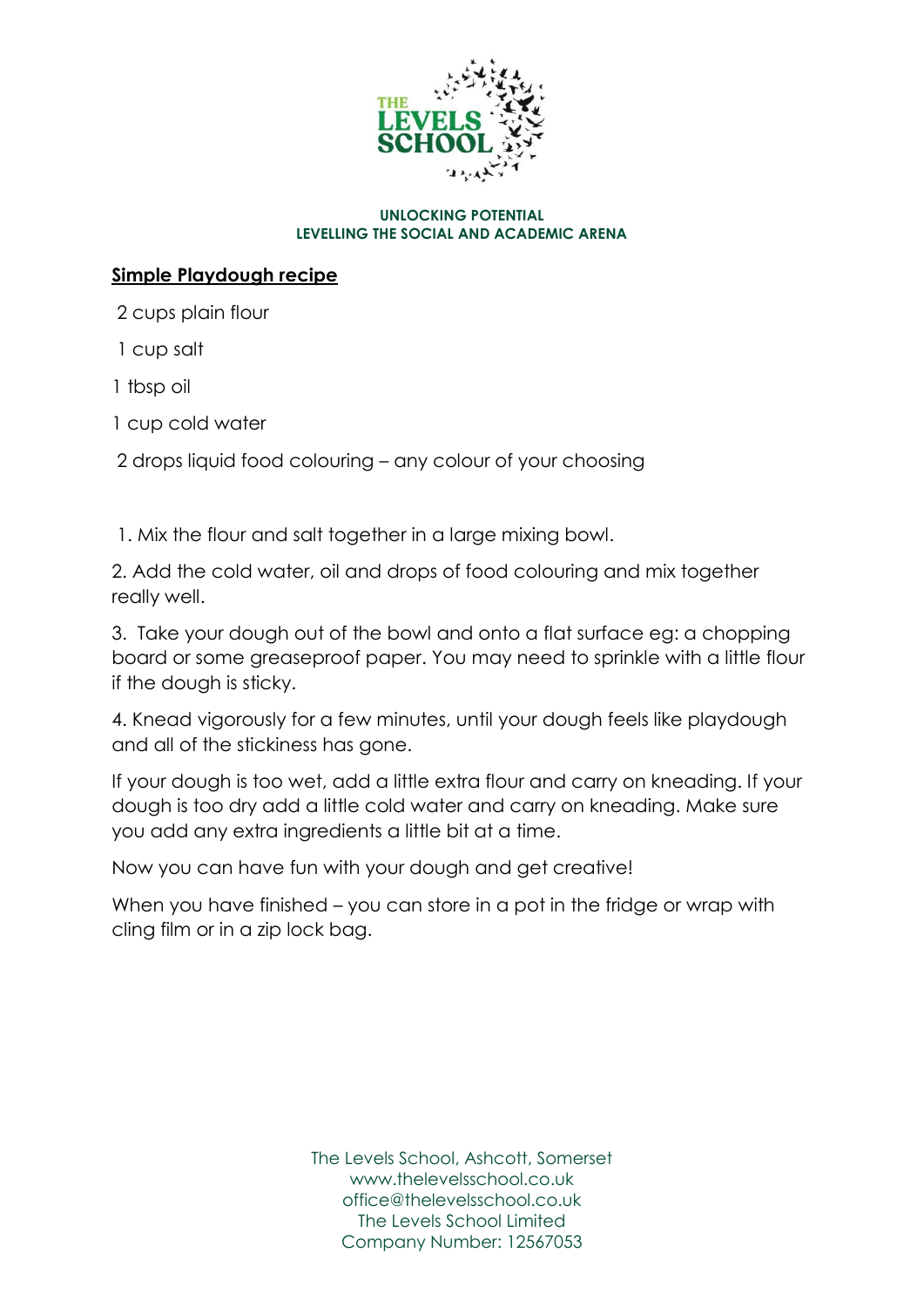UNLOCKING POTENTIAL
LEVELLING THE SOCIAL AND ACADEMIC ARENA

## Simple Playdough recipe

2 cups plain flour

1 cup salt

1 tbsp oil

1 cup cold water

2 drops liquid food colouring – any colour of your choosing

1. Mix the flour and salt together in a large mixing bowl.

2. Add the cold water, oil and drops of food colouring and mix together really well.

3. Take your dough out of the bowl and onto a flat surface eg: a chopping board or some greaseproof paper. You may need to sprinkle with a little flour if the dough is sticky.

4. Knead vigorously for a few minutes, until your dough feels like playdough and all of the stickiness has gone.

If your dough is too wet, add a little extra flour and carry on kneading. If your dough is too dry add a little cold water and carry on kneading. Make sure you add any extra ingredients a little bit at a time.

Now you can have fun with your dough and get creative!

When you have finished – you can store in a pot in the fridge or wrap with cling film or in a zip lock bag.

The Levels School, Ashcott, Somerset
www.thelevelsschool.co.uk
office@thelevelsschool.co.uk
The Levels School Limited
Company Number: 12567053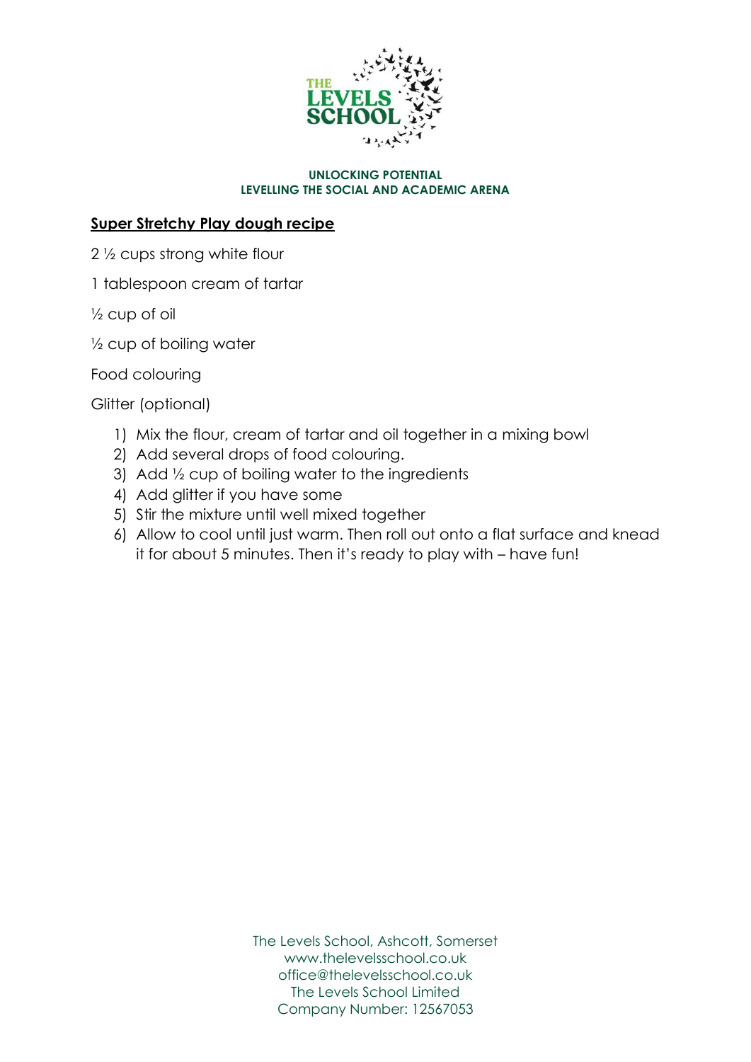## Super Stretchy Play dough recipe

2 ½ cups strong white flour

1 tablespoon cream of tartar

½ cup of oil

½ cup of boiling water

Food colouring

Glitter (optional)

1) Mix the flour, cream of tartar and oil together in a mixing bowl
2) Add several drops of food colouring.
3) Add ½ cup of boiling water to the ingredients
4) Add glitter if you have some
5) Stir the mixture until well mixed together
6) Allow to cool until just warm. Then roll out onto a flat surface and knead it for about 5 minutes. Then it's ready to play with – have fun!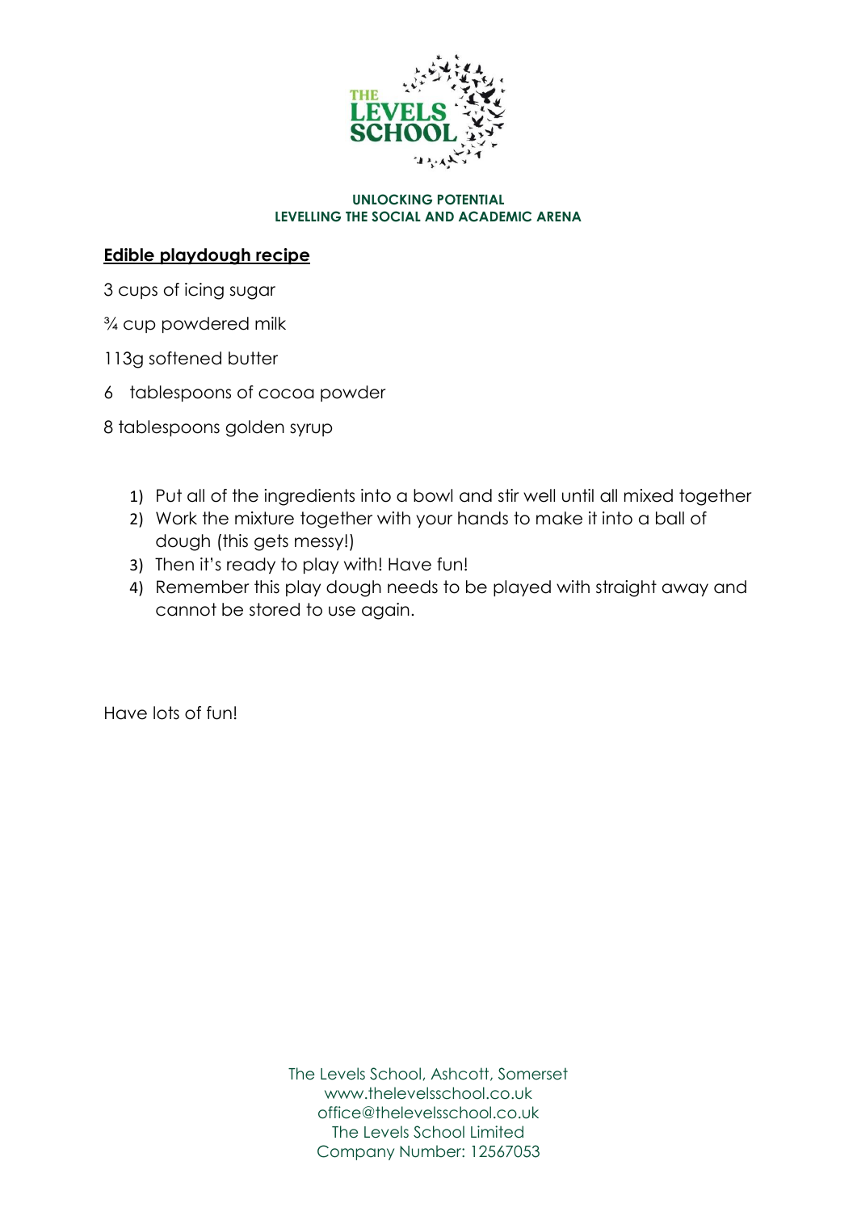**UNLOCKING POTENTIAL**
**LEVELLING THE SOCIAL AND ACADEMIC ARENA**

## Edible playdough recipe

3 cups of icing sugar

¾ cup powdered milk

113g softened butter

6 tablespoons of cocoa powder

8 tablespoons golden syrup

1) Put all of the ingredients into a bowl and stir well until all mixed together
2) Work the mixture together with your hands to make it into a ball of dough (this gets messy!)
3) Then it's ready to play with! Have fun!
4) Remember this play dough needs to be played with straight away and cannot be stored to use again.

Have lots of fun!

The Levels School, Ashcott, Somerset
www.thelevelsschool.co.uk
office@thelevelsschool.co.uk
The Levels School Limited
Company Number: 12567053